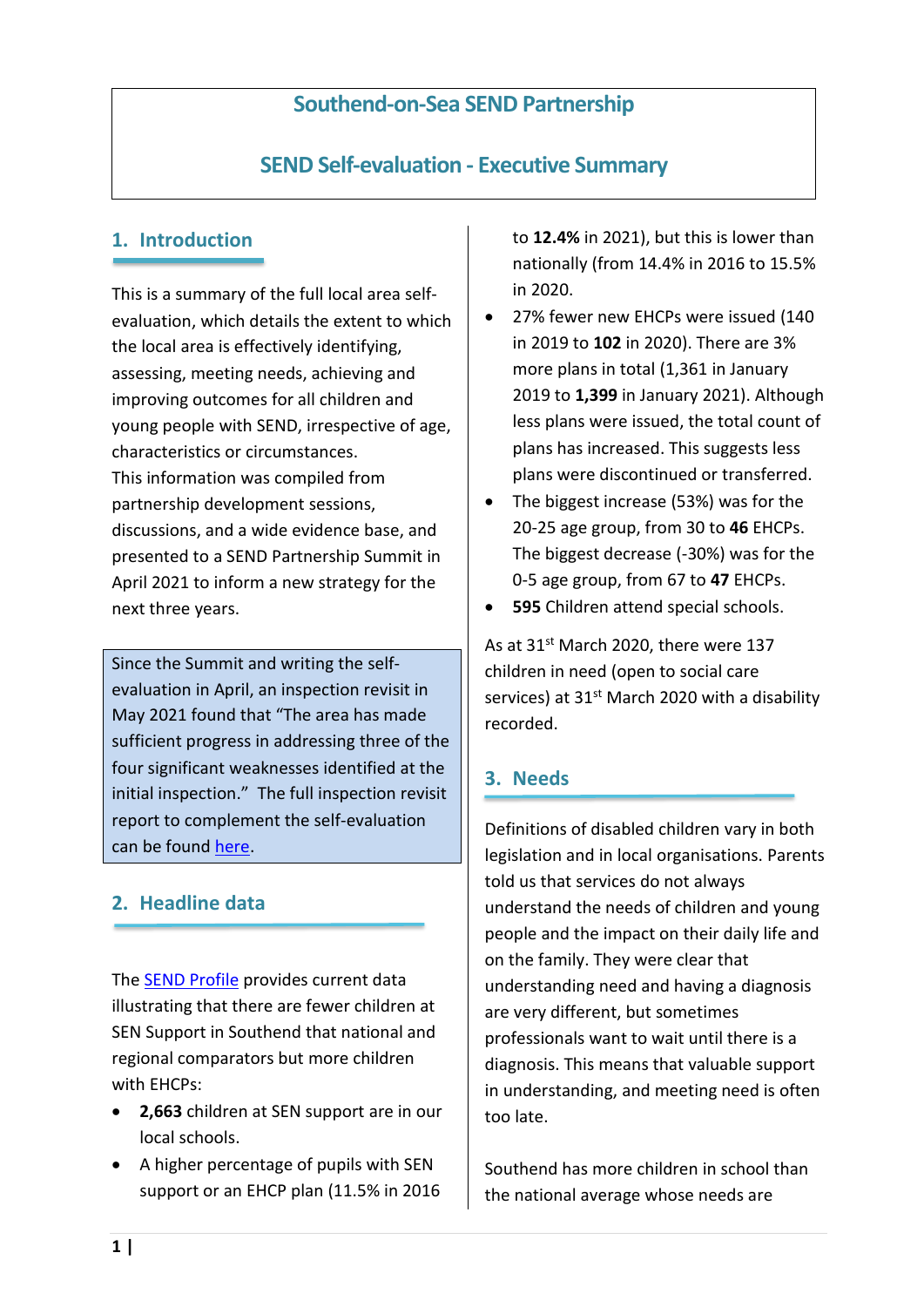# Southend-on-Sea SEND Partnership

# SEND Self-evaluation - Executive Summary

## 1. Introduction

This is a summary of the full local area self-evaluation, which details the extent to which the local area is effectively identifying, assessing, meeting needs, achieving and improving outcomes for all children and young people with SEND, irrespective of age, characteristics or circumstances.
This information was compiled from partnership development sessions, discussions, and a wide evidence base, and presented to a SEND Partnership Summit in April 2021 to inform a new strategy for the next three years.

Since the Summit and writing the self-evaluation in April, an inspection revisit in May 2021 found that "The area has made sufficient progress in addressing three of the four significant weaknesses identified at the initial inspection." The full inspection revisit report to complement the self-evaluation can be found [here](here).

## 2. Headline data

The [SEND Profile](SEND Profile) provides current data illustrating that there are fewer children at SEN Support in Southend that national and regional comparators but more children with EHCPs:

- **2,663** children at SEN support are in our local schools.
- A higher percentage of pupils with SEN support or an EHCP plan (11.5% in 2016 to **12.4%** in 2021), but this is lower than nationally (from 14.4% in 2016 to 15.5% in 2020.
- 27% fewer new EHCPs were issued (140 in 2019 to **102** in 2020). There are 3% more plans in total (1,361 in January 2019 to **1,399** in January 2021). Although less plans were issued, the total count of plans has increased. This suggests less plans were discontinued or transferred.
- The biggest increase (53%) was for the 20-25 age group, from 30 to **46** EHCPs. The biggest decrease (-30%) was for the 0-5 age group, from 67 to **47** EHCPs.
- **595** Children attend special schools.

As at 31st March 2020, there were 137 children in need (open to social care services) at 31st March 2020 with a disability recorded.

## 3. Needs

Definitions of disabled children vary in both legislation and in local organisations. Parents told us that services do not always understand the needs of children and young people and the impact on their daily life and on the family. They were clear that understanding need and having a diagnosis are very different, but sometimes professionals want to wait until there is a diagnosis. This means that valuable support in understanding, and meeting need is often too late.

Southend has more children in school than the national average whose needs are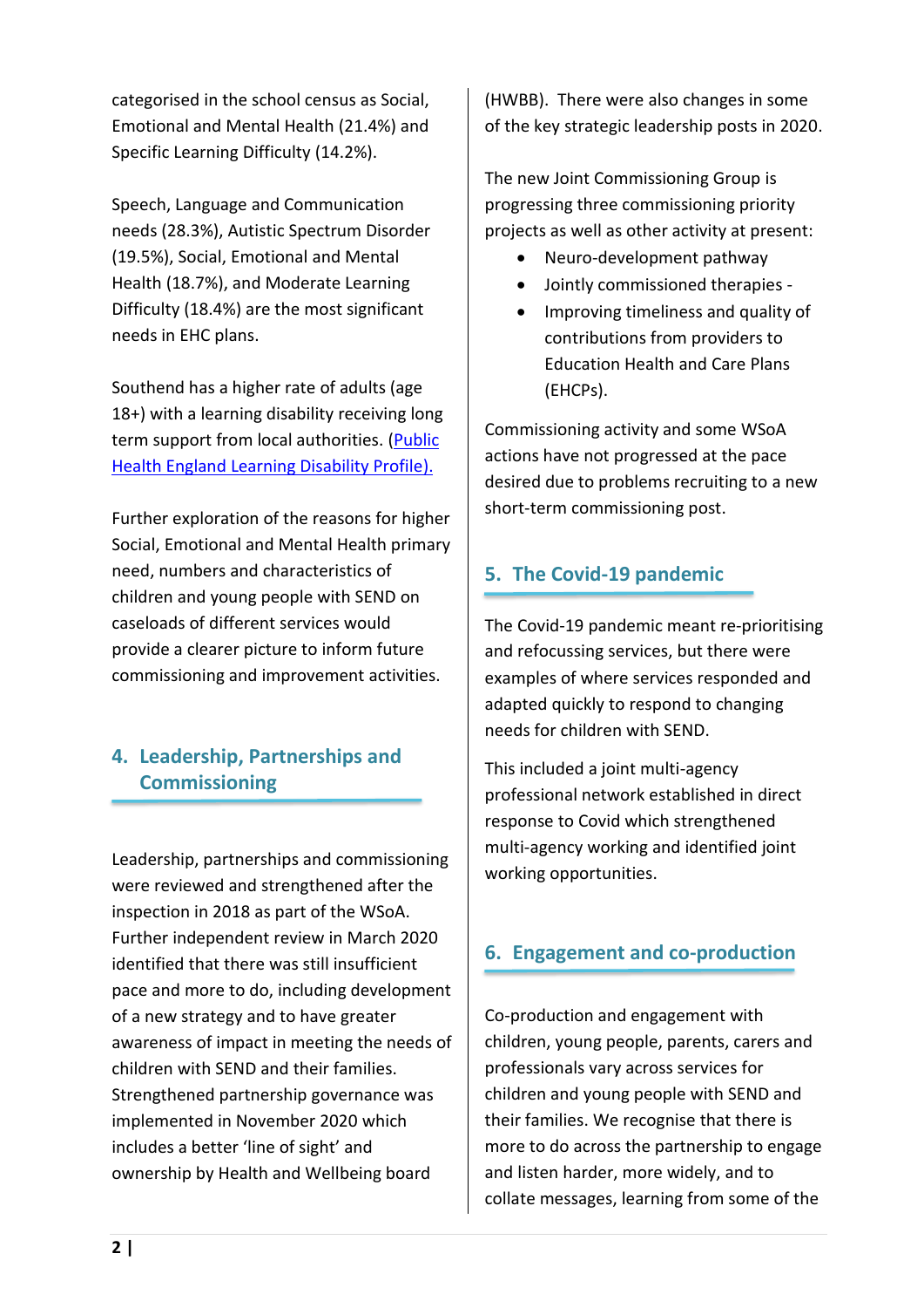categorised in the school census as Social, Emotional and Mental Health (21.4%) and Specific Learning Difficulty (14.2%).

Speech, Language and Communication needs (28.3%), Autistic Spectrum Disorder (19.5%), Social, Emotional and Mental Health (18.7%), and Moderate Learning Difficulty (18.4%) are the most significant needs in EHC plans.

Southend has a higher rate of adults (age 18+) with a learning disability receiving long term support from local authorities. (Public Health England Learning Disability Profile).

Further exploration of the reasons for higher Social, Emotional and Mental Health primary need, numbers and characteristics of children and young people with SEND on caseloads of different services would provide a clearer picture to inform future commissioning and improvement activities.

## 4. Leadership, Partnerships and Commissioning

Leadership, partnerships and commissioning were reviewed and strengthened after the inspection in 2018 as part of the WSoA. Further independent review in March 2020 identified that there was still insufficient pace and more to do, including development of a new strategy and to have greater awareness of impact in meeting the needs of children with SEND and their families. Strengthened partnership governance was implemented in November 2020 which includes a better 'line of sight' and ownership by Health and Wellbeing board (HWBB). There were also changes in some of the key strategic leadership posts in 2020.

The new Joint Commissioning Group is progressing three commissioning priority projects as well as other activity at present:

- Neuro-development pathway
- Jointly commissioned therapies -
- Improving timeliness and quality of contributions from providers to Education Health and Care Plans (EHCPs).

Commissioning activity and some WSoA actions have not progressed at the pace desired due to problems recruiting to a new short-term commissioning post.

## 5. The Covid-19 pandemic

The Covid-19 pandemic meant re-prioritising and refocussing services, but there were examples of where services responded and adapted quickly to respond to changing needs for children with SEND.

This included a joint multi-agency professional network established in direct response to Covid which strengthened multi-agency working and identified joint working opportunities.

## 6. Engagement and co-production

Co-production and engagement with children, young people, parents, carers and professionals vary across services for children and young people with SEND and their families. We recognise that there is more to do across the partnership to engage and listen harder, more widely, and to collate messages, learning from some of the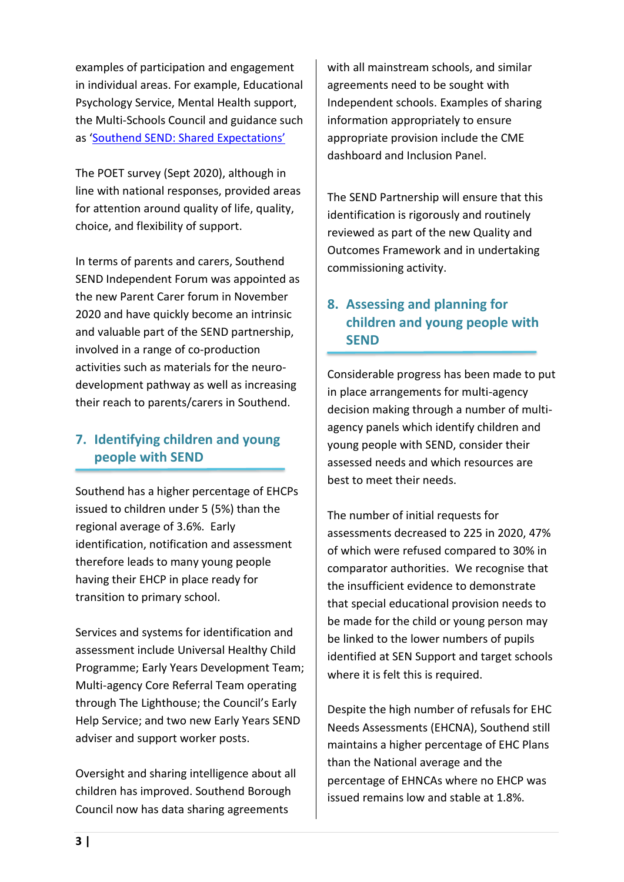examples of participation and engagement in individual areas. For example, Educational Psychology Service, Mental Health support, the Multi-Schools Council and guidance such as '[Southend SEND: Shared Expectations](#)'

The POET survey (Sept 2020), although in line with national responses, provided areas for attention around quality of life, quality, choice, and flexibility of support.

In terms of parents and carers, Southend SEND Independent Forum was appointed as the new Parent Carer forum in November 2020 and have quickly become an intrinsic and valuable part of the SEND partnership, involved in a range of co-production activities such as materials for the neuro-development pathway as well as increasing their reach to parents/carers in Southend.

## 7. Identifying children and young people with SEND

Southend has a higher percentage of EHCPs issued to children under 5 (5%) than the regional average of 3.6%. Early identification, notification and assessment therefore leads to many young people having their EHCP in place ready for transition to primary school.

Services and systems for identification and assessment include Universal Healthy Child Programme; Early Years Development Team; Multi-agency Core Referral Team operating through The Lighthouse; the Council's Early Help Service; and two new Early Years SEND adviser and support worker posts.

Oversight and sharing intelligence about all children has improved. Southend Borough Council now has data sharing agreements with all mainstream schools, and similar agreements need to be sought with Independent schools. Examples of sharing information appropriately to ensure appropriate provision include the CME dashboard and Inclusion Panel.

The SEND Partnership will ensure that this identification is rigorously and routinely reviewed as part of the new Quality and Outcomes Framework and in undertaking commissioning activity.

## 8. Assessing and planning for children and young people with SEND

Considerable progress has been made to put in place arrangements for multi-agency decision making through a number of multi-agency panels which identify children and young people with SEND, consider their assessed needs and which resources are best to meet their needs.

The number of initial requests for assessments decreased to 225 in 2020, 47% of which were refused compared to 30% in comparator authorities. We recognise that the insufficient evidence to demonstrate that special educational provision needs to be made for the child or young person may be linked to the lower numbers of pupils identified at SEN Support and target schools where it is felt this is required.

Despite the high number of refusals for EHC Needs Assessments (EHCNA), Southend still maintains a higher percentage of EHC Plans than the National average and the percentage of EHNCAs where no EHCP was issued remains low and stable at 1.8%.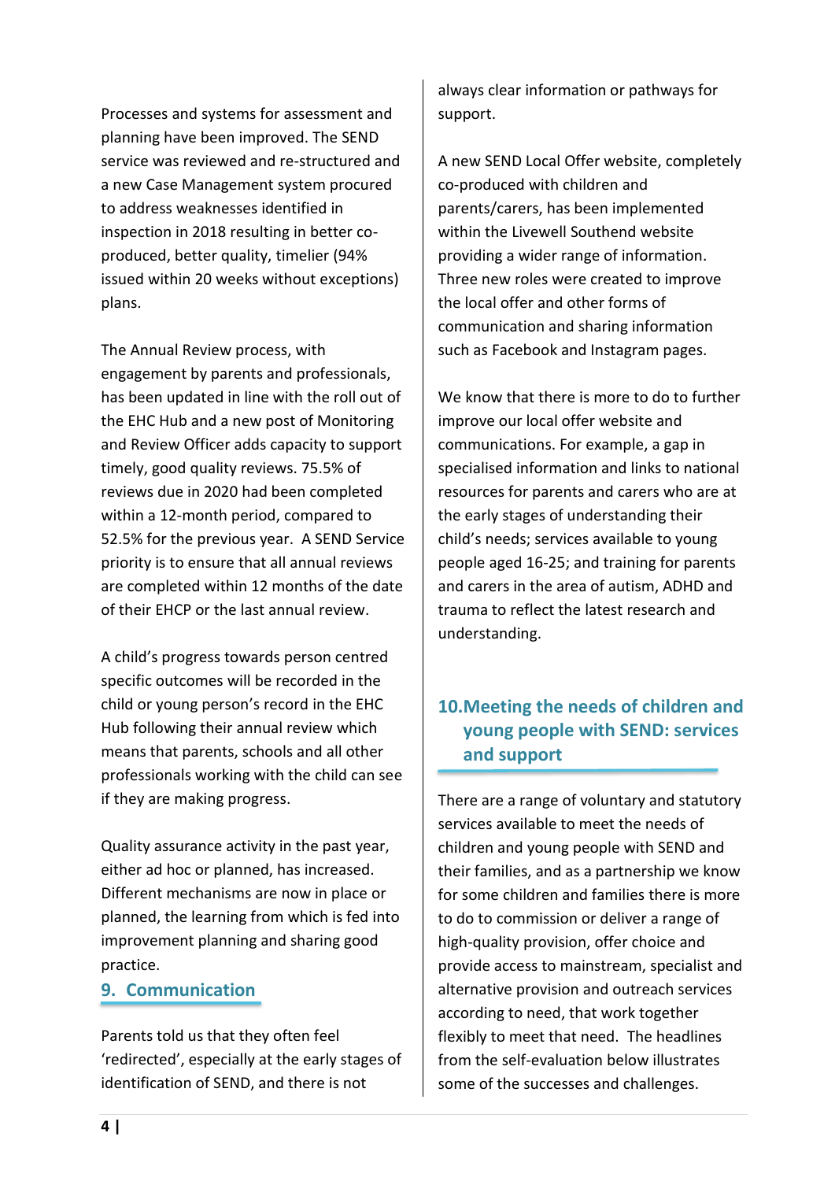Processes and systems for assessment and planning have been improved. The SEND service was reviewed and re-structured and a new Case Management system procured to address weaknesses identified in inspection in 2018 resulting in better co-produced, better quality, timelier (94% issued within 20 weeks without exceptions) plans.

The Annual Review process, with engagement by parents and professionals, has been updated in line with the roll out of the EHC Hub and a new post of Monitoring and Review Officer adds capacity to support timely, good quality reviews. 75.5% of reviews due in 2020 had been completed within a 12-month period, compared to 52.5% for the previous year. A SEND Service priority is to ensure that all annual reviews are completed within 12 months of the date of their EHCP or the last annual review.

A child's progress towards person centred specific outcomes will be recorded in the child or young person's record in the EHC Hub following their annual review which means that parents, schools and all other professionals working with the child can see if they are making progress.

Quality assurance activity in the past year, either ad hoc or planned, has increased. Different mechanisms are now in place or planned, the learning from which is fed into improvement planning and sharing good practice.

## 9. Communication

Parents told us that they often feel 'redirected', especially at the early stages of identification of SEND, and there is not always clear information or pathways for support.

A new SEND Local Offer website, completely co-produced with children and parents/carers, has been implemented within the Livewell Southend website providing a wider range of information. Three new roles were created to improve the local offer and other forms of communication and sharing information such as Facebook and Instagram pages.

We know that there is more to do to further improve our local offer website and communications. For example, a gap in specialised information and links to national resources for parents and carers who are at the early stages of understanding their child's needs; services available to young people aged 16-25; and training for parents and carers in the area of autism, ADHD and trauma to reflect the latest research and understanding.

## 10. Meeting the needs of children and young people with SEND: services and support

There are a range of voluntary and statutory services available to meet the needs of children and young people with SEND and their families, and as a partnership we know for some children and families there is more to do to commission or deliver a range of high-quality provision, offer choice and provide access to mainstream, specialist and alternative provision and outreach services according to need, that work together flexibly to meet that need. The headlines from the self-evaluation below illustrates some of the successes and challenges.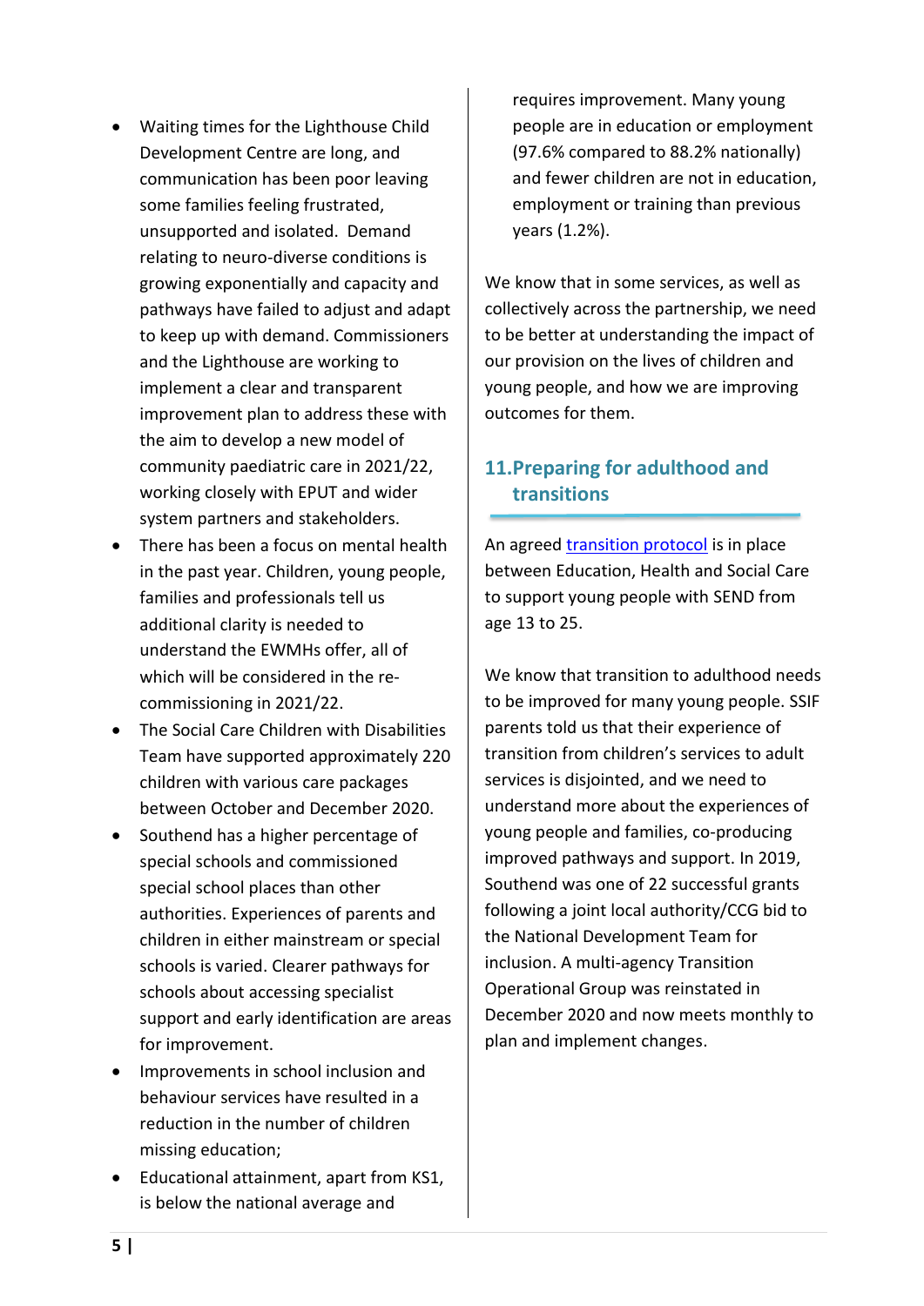- Waiting times for the Lighthouse Child Development Centre are long, and communication has been poor leaving some families feeling frustrated, unsupported and isolated. Demand relating to neuro-diverse conditions is growing exponentially and capacity and pathways have failed to adjust and adapt to keep up with demand. Commissioners and the Lighthouse are working to implement a clear and transparent improvement plan to address these with the aim to develop a new model of community paediatric care in 2021/22, working closely with EPUT and wider system partners and stakeholders.
- There has been a focus on mental health in the past year. Children, young people, families and professionals tell us additional clarity is needed to understand the EWMHs offer, all of which will be considered in the re-commissioning in 2021/22.
- The Social Care Children with Disabilities Team have supported approximately 220 children with various care packages between October and December 2020.
- Southend has a higher percentage of special schools and commissioned special school places than other authorities. Experiences of parents and children in either mainstream or special schools is varied. Clearer pathways for schools about accessing specialist support and early identification are areas for improvement.
- Improvements in school inclusion and behaviour services have resulted in a reduction in the number of children missing education;
- Educational attainment, apart from KS1, is below the national average and requires improvement. Many young people are in education or employment (97.6% compared to 88.2% nationally) and fewer children are not in education, employment or training than previous years (1.2%).

We know that in some services, as well as collectively across the partnership, we need to be better at understanding the impact of our provision on the lives of children and young people, and how we are improving outcomes for them.

## 11. Preparing for adulthood and transitions

An agreed [transition protocol]() is in place between Education, Health and Social Care to support young people with SEND from age 13 to 25.

We know that transition to adulthood needs to be improved for many young people. SSIF parents told us that their experience of transition from children's services to adult services is disjointed, and we need to understand more about the experiences of young people and families, co-producing improved pathways and support. In 2019, Southend was one of 22 successful grants following a joint local authority/CCG bid to the National Development Team for inclusion. A multi-agency Transition Operational Group was reinstated in December 2020 and now meets monthly to plan and implement changes.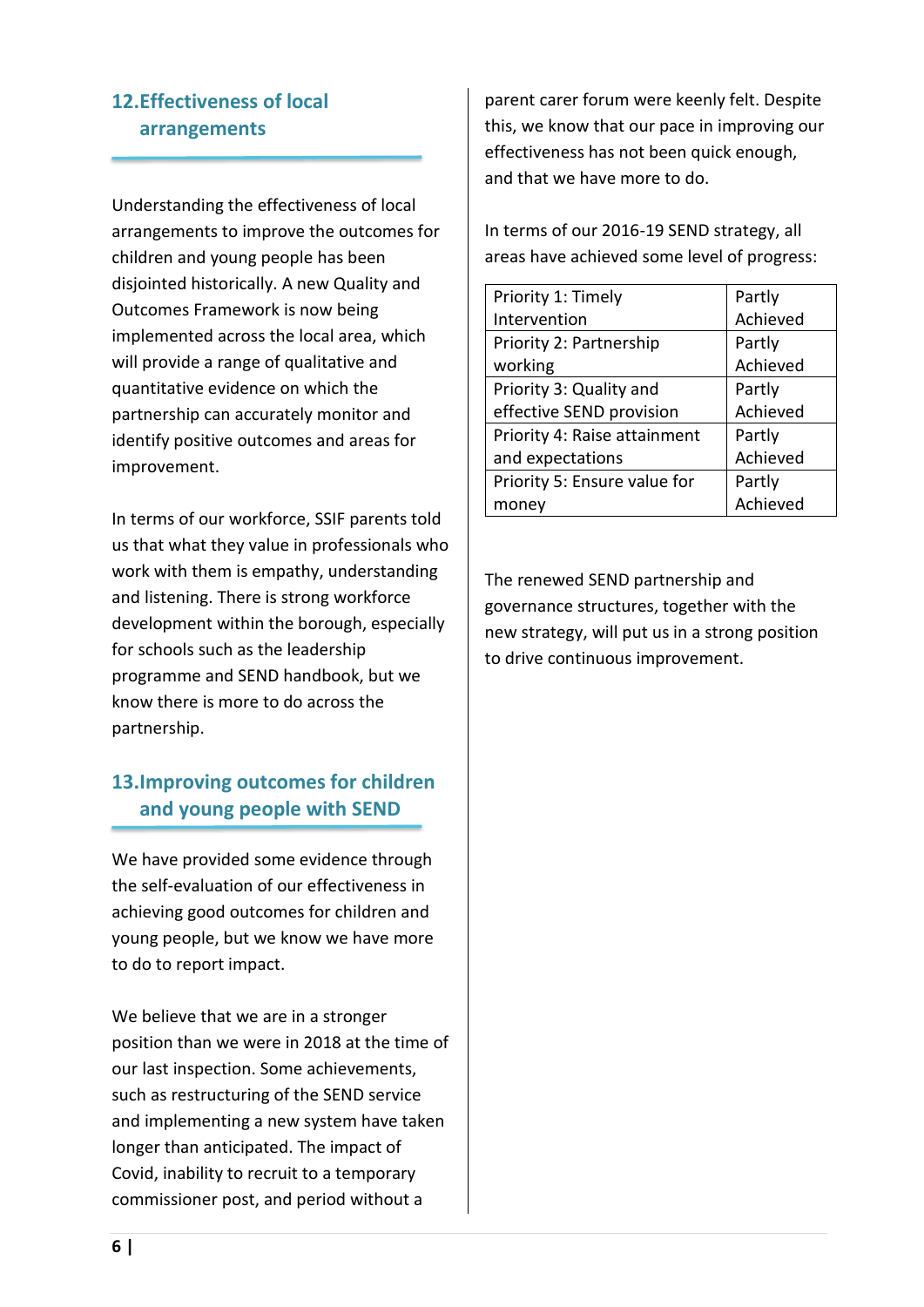## 12. Effectiveness of local arrangements

Understanding the effectiveness of local arrangements to improve the outcomes for children and young people has been disjointed historically. A new Quality and Outcomes Framework is now being implemented across the local area, which will provide a range of qualitative and quantitative evidence on which the partnership can accurately monitor and identify positive outcomes and areas for improvement.

In terms of our workforce, SSIF parents told us that what they value in professionals who work with them is empathy, understanding and listening. There is strong workforce development within the borough, especially for schools such as the leadership programme and SEND handbook, but we know there is more to do across the partnership.

## 13. Improving outcomes for children and young people with SEND

We have provided some evidence through the self-evaluation of our effectiveness in achieving good outcomes for children and young people, but we know we have more to do to report impact.

We believe that we are in a stronger position than we were in 2018 at the time of our last inspection. Some achievements, such as restructuring of the SEND service and implementing a new system have taken longer than anticipated. The impact of Covid, inability to recruit to a temporary commissioner post, and period without a parent carer forum were keenly felt. Despite this, we know that our pace in improving our effectiveness has not been quick enough, and that we have more to do.

In terms of our 2016-19 SEND strategy, all areas have achieved some level of progress:

| | |
|---|---|
| Priority 1: Timely Intervention | Partly Achieved |
| Priority 2: Partnership working | Partly Achieved |
| Priority 3: Quality and effective SEND provision | Partly Achieved |
| Priority 4: Raise attainment and expectations | Partly Achieved |
| Priority 5: Ensure value for money | Partly Achieved |

The renewed SEND partnership and governance structures, together with the new strategy, will put us in a strong position to drive continuous improvement.